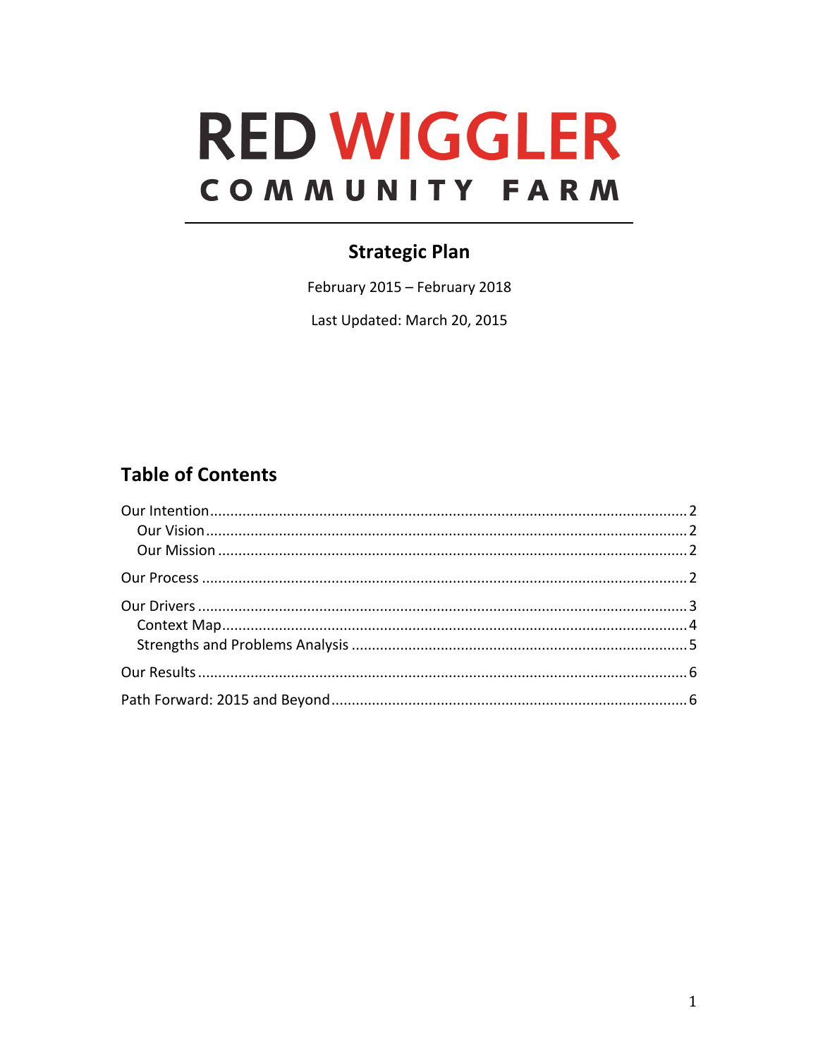# RED WIGGLER

COMMUNITY FARM

## Strategic Plan

February 2015 – February 2018

Last Updated: March 20, 2015

## Table of Contents

- Our Intention ..... 2
  - Our Vision ..... 2
  - Our Mission ..... 2
- Our Process ..... 2
- Our Drivers ..... 3
  - Context Map ..... 4
  - Strengths and Problems Analysis ..... 5
- Our Results ..... 6
- Path Forward: 2015 and Beyond ..... 6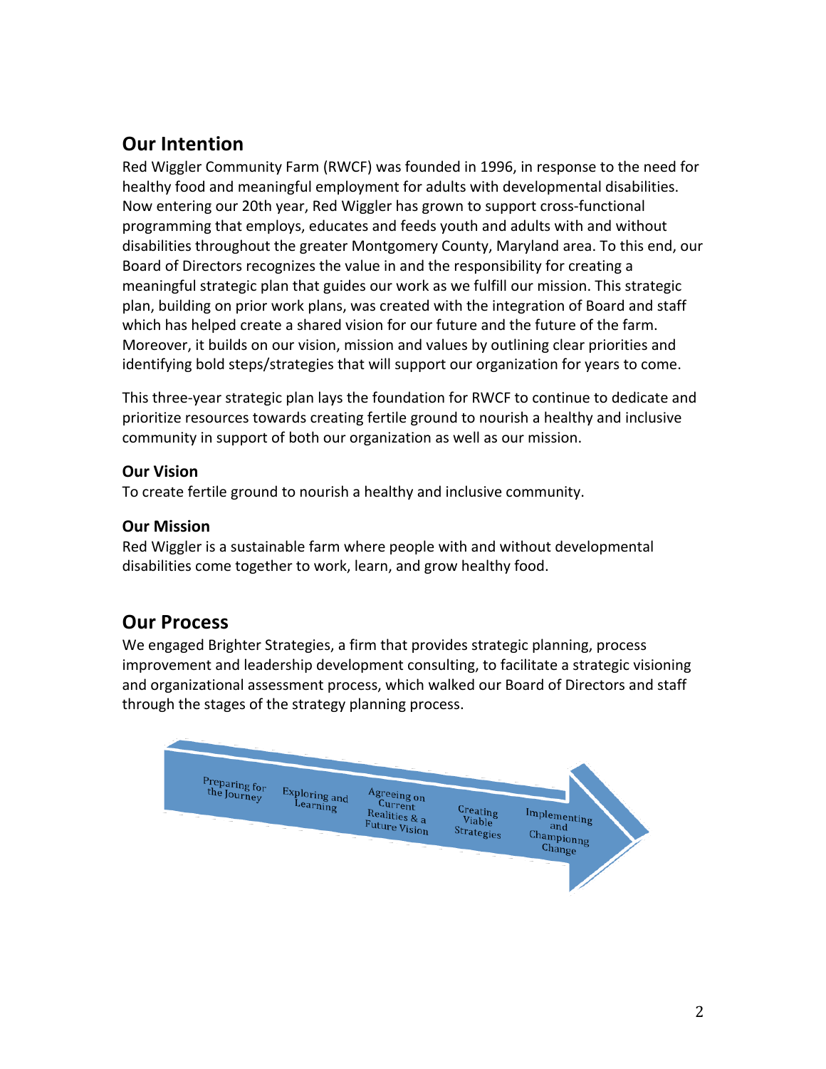## Our Intention

Red Wiggler Community Farm (RWCF) was founded in 1996, in response to the need for healthy food and meaningful employment for adults with developmental disabilities. Now entering our 20th year, Red Wiggler has grown to support cross-functional programming that employs, educates and feeds youth and adults with and without disabilities throughout the greater Montgomery County, Maryland area. To this end, our Board of Directors recognizes the value in and the responsibility for creating a meaningful strategic plan that guides our work as we fulfill our mission. This strategic plan, building on prior work plans, was created with the integration of Board and staff which has helped create a shared vision for our future and the future of the farm. Moreover, it builds on our vision, mission and values by outlining clear priorities and identifying bold steps/strategies that will support our organization for years to come.

This three-year strategic plan lays the foundation for RWCF to continue to dedicate and prioritize resources towards creating fertile ground to nourish a healthy and inclusive community in support of both our organization as well as our mission.

### Our Vision

To create fertile ground to nourish a healthy and inclusive community.

### Our Mission

Red Wiggler is a sustainable farm where people with and without developmental disabilities come together to work, learn, and grow healthy food.

## Our Process

We engaged Brighter Strategies, a firm that provides strategic planning, process improvement and leadership development consulting, to facilitate a strategic visioning and organizational assessment process, which walked our Board of Directors and staff through the stages of the strategy planning process.

Preparing for the Journey → Exploring and Learning → Agreeing on Current Realities & a Future Vision → Creating Viable Strategies → Implementing and Championng Change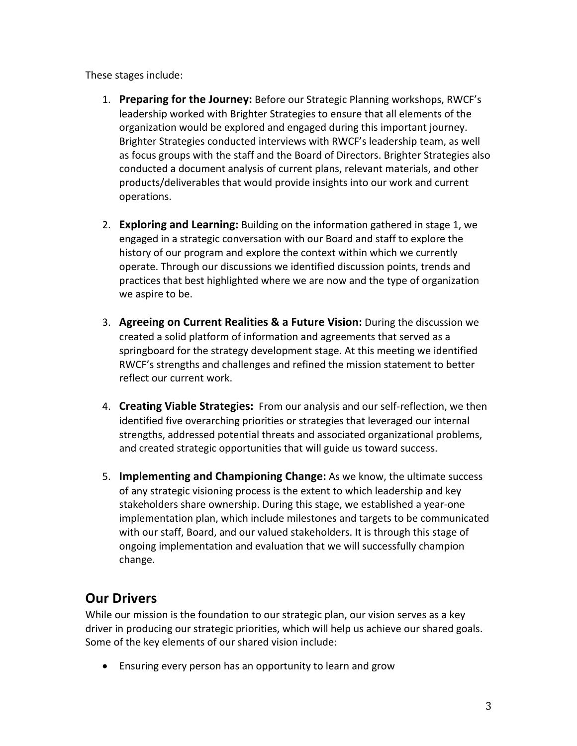These stages include:

1. **Preparing for the Journey:** Before our Strategic Planning workshops, RWCF's leadership worked with Brighter Strategies to ensure that all elements of the organization would be explored and engaged during this important journey. Brighter Strategies conducted interviews with RWCF's leadership team, as well as focus groups with the staff and the Board of Directors. Brighter Strategies also conducted a document analysis of current plans, relevant materials, and other products/deliverables that would provide insights into our work and current operations.

2. **Exploring and Learning:** Building on the information gathered in stage 1, we engaged in a strategic conversation with our Board and staff to explore the history of our program and explore the context within which we currently operate. Through our discussions we identified discussion points, trends and practices that best highlighted where we are now and the type of organization we aspire to be.

3. **Agreeing on Current Realities & a Future Vision:** During the discussion we created a solid platform of information and agreements that served as a springboard for the strategy development stage. At this meeting we identified RWCF's strengths and challenges and refined the mission statement to better reflect our current work.

4. **Creating Viable Strategies:** From our analysis and our self-reflection, we then identified five overarching priorities or strategies that leveraged our internal strengths, addressed potential threats and associated organizational problems, and created strategic opportunities that will guide us toward success.

5. **Implementing and Championing Change:** As we know, the ultimate success of any strategic visioning process is the extent to which leadership and key stakeholders share ownership. During this stage, we established a year-one implementation plan, which include milestones and targets to be communicated with our staff, Board, and our valued stakeholders. It is through this stage of ongoing implementation and evaluation that we will successfully champion change.

## Our Drivers

While our mission is the foundation to our strategic plan, our vision serves as a key driver in producing our strategic priorities, which will help us achieve our shared goals. Some of the key elements of our shared vision include:

- Ensuring every person has an opportunity to learn and grow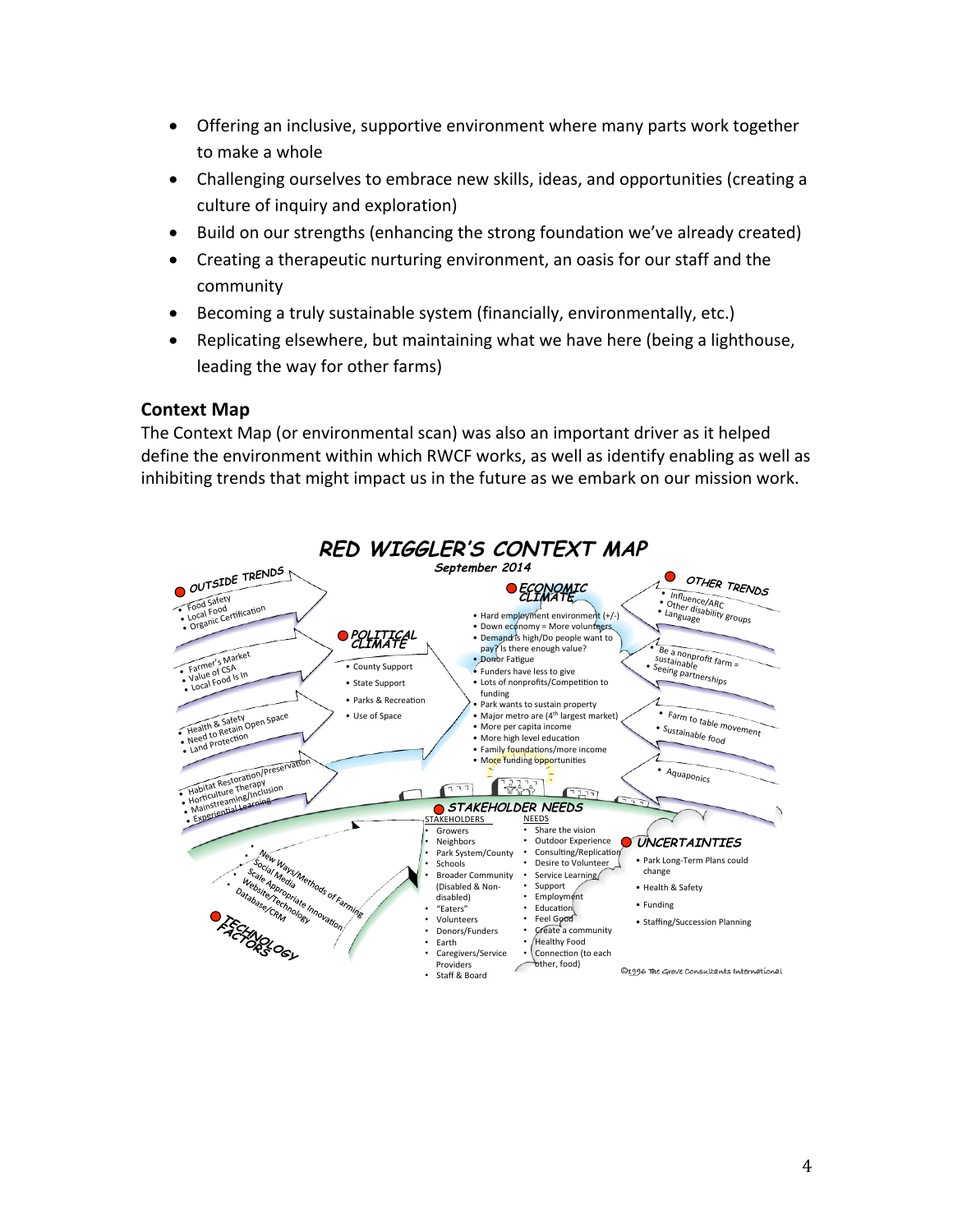- Offering an inclusive, supportive environment where many parts work together to make a whole
- Challenging ourselves to embrace new skills, ideas, and opportunities (creating a culture of inquiry and exploration)
- Build on our strengths (enhancing the strong foundation we've already created)
- Creating a therapeutic nurturing environment, an oasis for our staff and the community
- Becoming a truly sustainable system (financially, environmentally, etc.)
- Replicating elsewhere, but maintaining what we have here (being a lighthouse, leading the way for other farms)

### Context Map

The Context Map (or environmental scan) was also an important driver as it helped define the environment within which RWCF works, as well as identify enabling as well as inhibiting trends that might impact us in the future as we embark on our mission work.

**RED WIGGLER'S CONTEXT MAP**

*September 2014*

**OUTSIDE TRENDS**
- Food Safety
- Local Food
- Organic Certification
- Farmer's Market
- Value of CSA
- Local Food Is In
- Health & Safety
- Need to Retain Open Space
- Land Protection
- Habitat Restoration/Preservation
- Horticulture Therapy
- Mainstreaming/Inclusion
- Experiential Learning

**POLITICAL CLIMATE**
- County Support
- State Support
- Parks & Recreation
- Use of Space

**ECONOMIC CLIMATE**
- Hard employment environment (+/-)
- Down economy = More volunteers
- Demand is high/Do people want to pay? Is there enough value?
- Donor Fatigue
- Funders have less to give
- Lots of nonprofits/Competition to funding
- Park wants to sustain property
- Major metro are (4th largest market)
- More per capita income
- More high level education
- Family foundations/more income
- More funding opportunities

**OTHER TRENDS**
- Influence/ARC
- Other disability groups
- Language
- Be a nonprofit farm = sustainable
- Seeing partnerships
- Farm to table movement
- Sustainable food
- Aquaponics

**STAKEHOLDER NEEDS**

| STAKEHOLDERS | NEEDS |
| --- | --- |
| Growers | Share the vision |
| Neighbors | Outdoor Experience |
| Park System/County | Consulting/Replication |
| Schools | Desire to Volunteer |
| Broader Community (Disabled & Non-disabled) | Service Learning |
| "Eaters" | Support |
| Volunteers | Employment |
| Donors/Funders | Education |
| Earth | Feel Good |
| Caregivers/Service Providers | Create a community |
| Staff & Board | Healthy Food |
| | Connection (to each other, food) |

**UNCERTAINTIES**
- Park Long-Term Plans could change
- Health & Safety
- Funding
- Staffing/Succession Planning

**TECHNOLOGY FACTORS**
- New Ways/Methods of Farming
- Social Media
- Scale Appropriate Innovation
- Website/Technology
- Database/CRM

©1996 The Grove Consultants International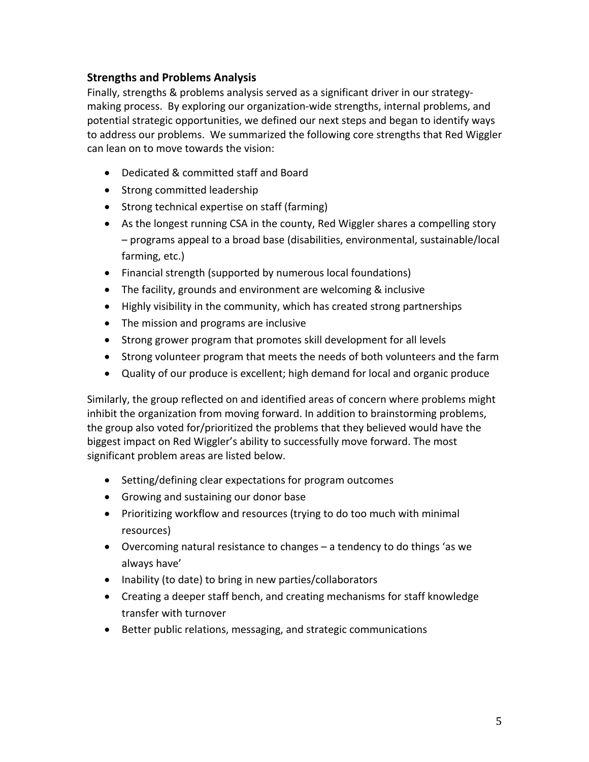## Strengths and Problems Analysis

Finally, strengths & problems analysis served as a significant driver in our strategy-making process. By exploring our organization-wide strengths, internal problems, and potential strategic opportunities, we defined our next steps and began to identify ways to address our problems. We summarized the following core strengths that Red Wiggler can lean on to move towards the vision:

- Dedicated & committed staff and Board
- Strong committed leadership
- Strong technical expertise on staff (farming)
- As the longest running CSA in the county, Red Wiggler shares a compelling story – programs appeal to a broad base (disabilities, environmental, sustainable/local farming, etc.)
- Financial strength (supported by numerous local foundations)
- The facility, grounds and environment are welcoming & inclusive
- Highly visibility in the community, which has created strong partnerships
- The mission and programs are inclusive
- Strong grower program that promotes skill development for all levels
- Strong volunteer program that meets the needs of both volunteers and the farm
- Quality of our produce is excellent; high demand for local and organic produce

Similarly, the group reflected on and identified areas of concern where problems might inhibit the organization from moving forward. In addition to brainstorming problems, the group also voted for/prioritized the problems that they believed would have the biggest impact on Red Wiggler's ability to successfully move forward. The most significant problem areas are listed below.

- Setting/defining clear expectations for program outcomes
- Growing and sustaining our donor base
- Prioritizing workflow and resources (trying to do too much with minimal resources)
- Overcoming natural resistance to changes – a tendency to do things 'as we always have'
- Inability (to date) to bring in new parties/collaborators
- Creating a deeper staff bench, and creating mechanisms for staff knowledge transfer with turnover
- Better public relations, messaging, and strategic communications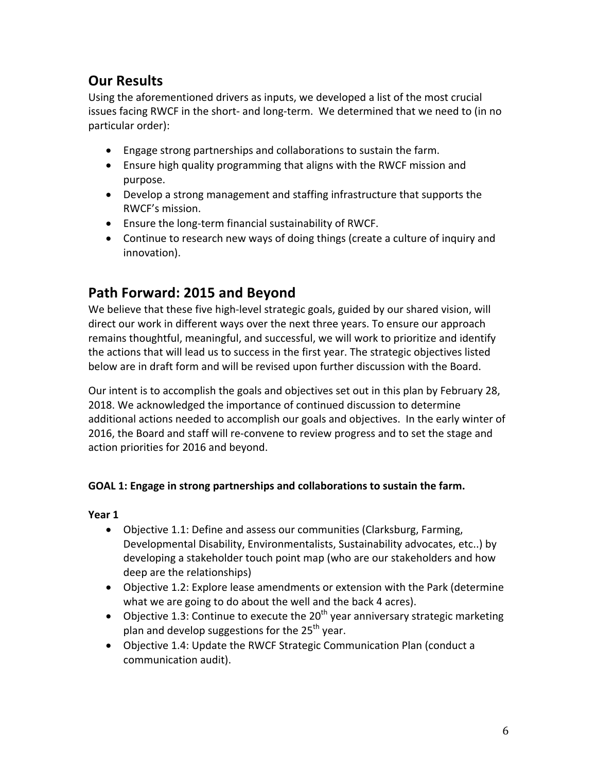## Our Results

Using the aforementioned drivers as inputs, we developed a list of the most crucial issues facing RWCF in the short- and long-term. We determined that we need to (in no particular order):

- Engage strong partnerships and collaborations to sustain the farm.
- Ensure high quality programming that aligns with the RWCF mission and purpose.
- Develop a strong management and staffing infrastructure that supports the RWCF's mission.
- Ensure the long-term financial sustainability of RWCF.
- Continue to research new ways of doing things (create a culture of inquiry and innovation).

## Path Forward: 2015 and Beyond

We believe that these five high-level strategic goals, guided by our shared vision, will direct our work in different ways over the next three years. To ensure our approach remains thoughtful, meaningful, and successful, we will work to prioritize and identify the actions that will lead us to success in the first year. The strategic objectives listed below are in draft form and will be revised upon further discussion with the Board.

Our intent is to accomplish the goals and objectives set out in this plan by February 28, 2018. We acknowledged the importance of continued discussion to determine additional actions needed to accomplish our goals and objectives. In the early winter of 2016, the Board and staff will re-convene to review progress and to set the stage and action priorities for 2016 and beyond.

**GOAL 1: Engage in strong partnerships and collaborations to sustain the farm.**

**Year 1**

- Objective 1.1: Define and assess our communities (Clarksburg, Farming, Developmental Disability, Environmentalists, Sustainability advocates, etc..) by developing a stakeholder touch point map (who are our stakeholders and how deep are the relationships)
- Objective 1.2: Explore lease amendments or extension with the Park (determine what we are going to do about the well and the back 4 acres).
- Objective 1.3: Continue to execute the 20th year anniversary strategic marketing plan and develop suggestions for the 25th year.
- Objective 1.4: Update the RWCF Strategic Communication Plan (conduct a communication audit).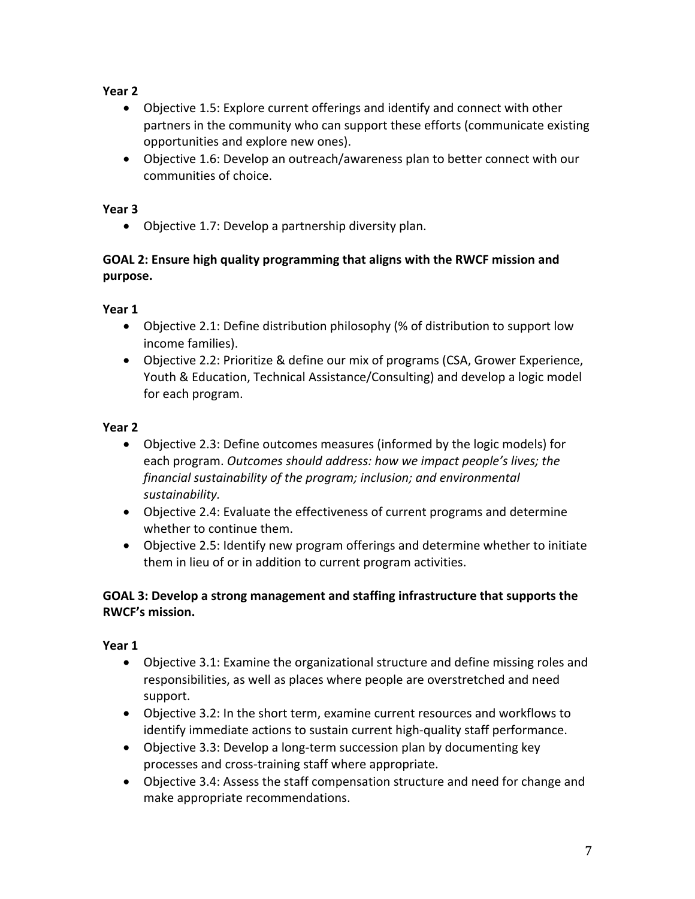**Year 2**

- Objective 1.5: Explore current offerings and identify and connect with other partners in the community who can support these efforts (communicate existing opportunities and explore new ones).
- Objective 1.6: Develop an outreach/awareness plan to better connect with our communities of choice.

**Year 3**

- Objective 1.7: Develop a partnership diversity plan.

**GOAL 2: Ensure high quality programming that aligns with the RWCF mission and purpose.**

**Year 1**

- Objective 2.1: Define distribution philosophy (% of distribution to support low income families).
- Objective 2.2: Prioritize & define our mix of programs (CSA, Grower Experience, Youth & Education, Technical Assistance/Consulting) and develop a logic model for each program.

**Year 2**

- Objective 2.3: Define outcomes measures (informed by the logic models) for each program. *Outcomes should address: how we impact people's lives; the financial sustainability of the program; inclusion; and environmental sustainability.*
- Objective 2.4: Evaluate the effectiveness of current programs and determine whether to continue them.
- Objective 2.5: Identify new program offerings and determine whether to initiate them in lieu of or in addition to current program activities.

**GOAL 3: Develop a strong management and staffing infrastructure that supports the RWCF's mission.**

**Year 1**

- Objective 3.1: Examine the organizational structure and define missing roles and responsibilities, as well as places where people are overstretched and need support.
- Objective 3.2: In the short term, examine current resources and workflows to identify immediate actions to sustain current high-quality staff performance.
- Objective 3.3: Develop a long-term succession plan by documenting key processes and cross-training staff where appropriate.
- Objective 3.4: Assess the staff compensation structure and need for change and make appropriate recommendations.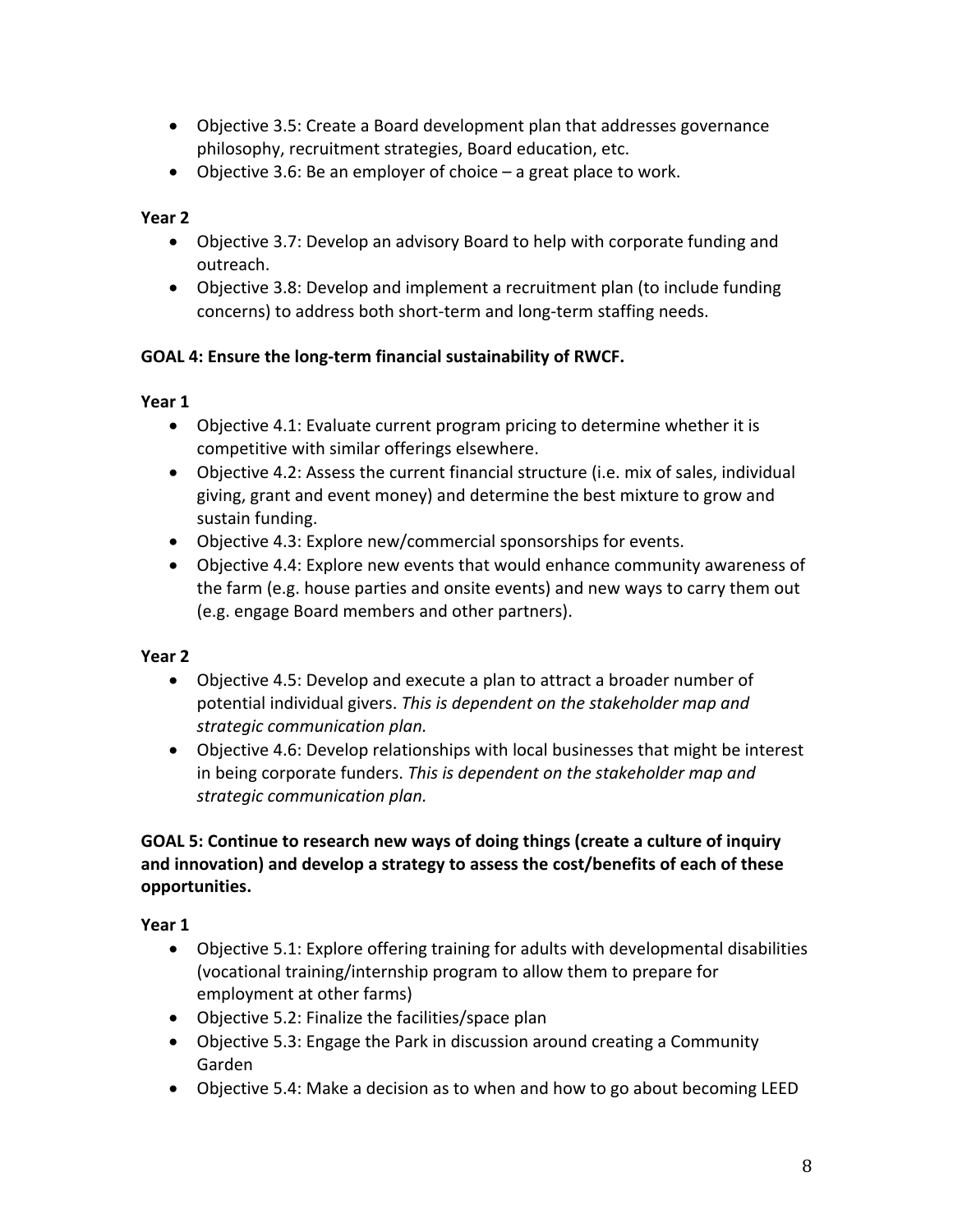- Objective 3.5: Create a Board development plan that addresses governance philosophy, recruitment strategies, Board education, etc.
- Objective 3.6: Be an employer of choice – a great place to work.

**Year 2**

- Objective 3.7: Develop an advisory Board to help with corporate funding and outreach.
- Objective 3.8: Develop and implement a recruitment plan (to include funding concerns) to address both short-term and long-term staffing needs.

**GOAL 4: Ensure the long-term financial sustainability of RWCF.**

**Year 1**

- Objective 4.1: Evaluate current program pricing to determine whether it is competitive with similar offerings elsewhere.
- Objective 4.2: Assess the current financial structure (i.e. mix of sales, individual giving, grant and event money) and determine the best mixture to grow and sustain funding.
- Objective 4.3: Explore new/commercial sponsorships for events.
- Objective 4.4: Explore new events that would enhance community awareness of the farm (e.g. house parties and onsite events) and new ways to carry them out (e.g. engage Board members and other partners).

**Year 2**

- Objective 4.5: Develop and execute a plan to attract a broader number of potential individual givers. *This is dependent on the stakeholder map and strategic communication plan.*
- Objective 4.6: Develop relationships with local businesses that might be interest in being corporate funders. *This is dependent on the stakeholder map and strategic communication plan.*

**GOAL 5: Continue to research new ways of doing things (create a culture of inquiry and innovation) and develop a strategy to assess the cost/benefits of each of these opportunities.**

**Year 1**

- Objective 5.1: Explore offering training for adults with developmental disabilities (vocational training/internship program to allow them to prepare for employment at other farms)
- Objective 5.2: Finalize the facilities/space plan
- Objective 5.3: Engage the Park in discussion around creating a Community Garden
- Objective 5.4: Make a decision as to when and how to go about becoming LEED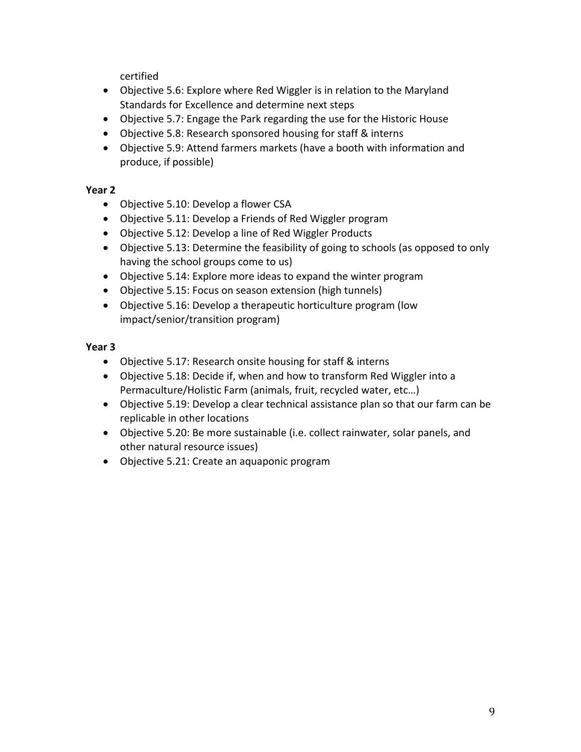certified

- Objective 5.6: Explore where Red Wiggler is in relation to the Maryland Standards for Excellence and determine next steps
- Objective 5.7: Engage the Park regarding the use for the Historic House
- Objective 5.8: Research sponsored housing for staff & interns
- Objective 5.9: Attend farmers markets (have a booth with information and produce, if possible)

**Year 2**

- Objective 5.10: Develop a flower CSA
- Objective 5.11: Develop a Friends of Red Wiggler program
- Objective 5.12: Develop a line of Red Wiggler Products
- Objective 5.13: Determine the feasibility of going to schools (as opposed to only having the school groups come to us)
- Objective 5.14: Explore more ideas to expand the winter program
- Objective 5.15: Focus on season extension (high tunnels)
- Objective 5.16: Develop a therapeutic horticulture program (low impact/senior/transition program)

**Year 3**

- Objective 5.17: Research onsite housing for staff & interns
- Objective 5.18: Decide if, when and how to transform Red Wiggler into a Permaculture/Holistic Farm (animals, fruit, recycled water, etc…)
- Objective 5.19: Develop a clear technical assistance plan so that our farm can be replicable in other locations
- Objective 5.20: Be more sustainable (i.e. collect rainwater, solar panels, and other natural resource issues)
- Objective 5.21: Create an aquaponic program